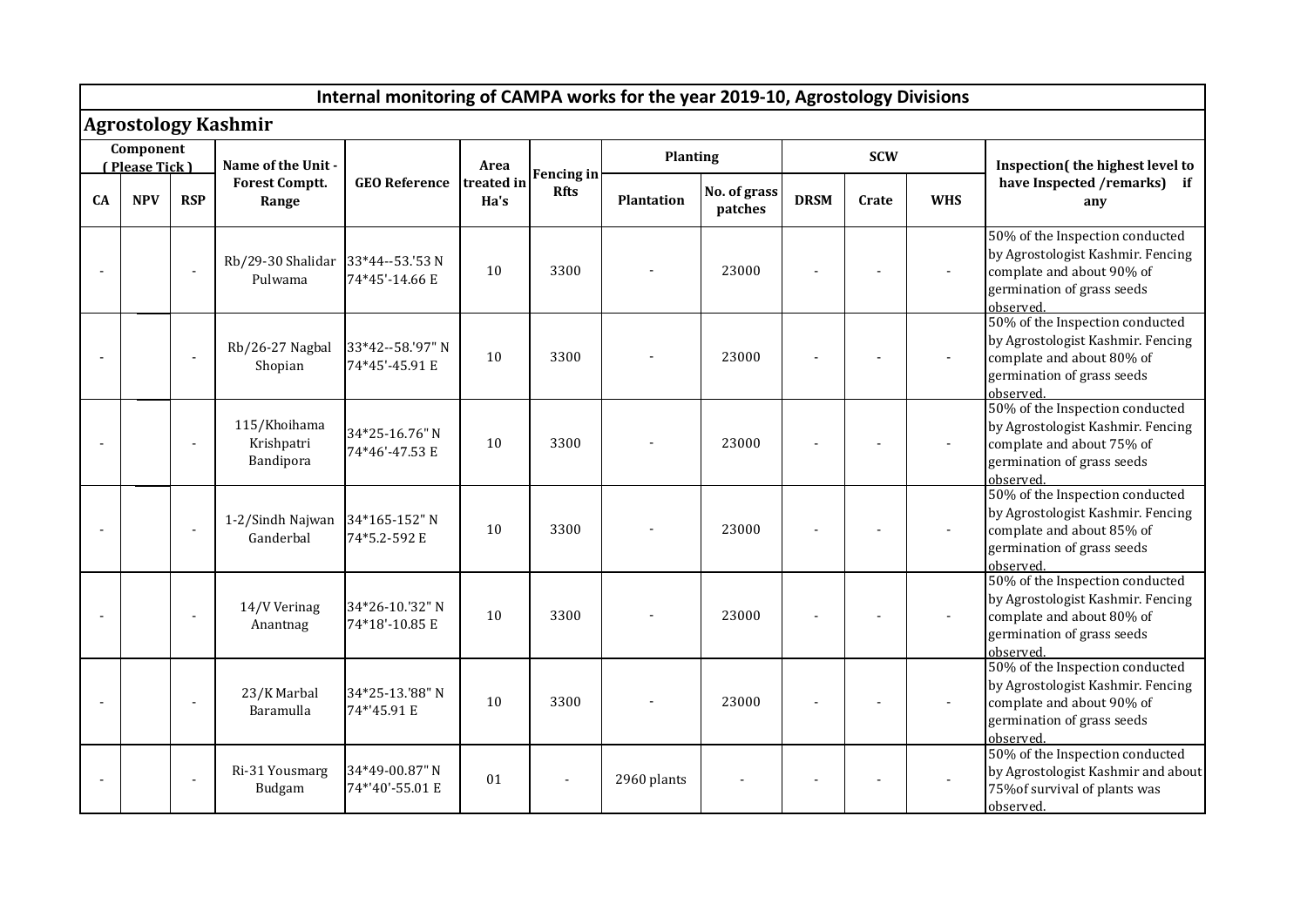# Internal monitoring of CAMPA works for the year 2019-10, Agrostology Divisions

## Agrostology Kashmir

| Component ( Please Tick ) | | | Name of the Unit - Forest Comptt. Range | GEO Reference | Area treated in Ha's | Fencing in Rfts | Planting | | SCW | | | Inspection( the highest level to have Inspected /remarks) if any |
|---|---|---|---|---|---|---|---|---|---|---|---|---|
| CA | NPV | RSP | | | | | Plantation | No. of grass patches | DRSM | Crate | WHS | |
| - | | - | Rb/29-30 Shalidar Pulwama | 33*44--53.'53 N 74*45'-14.66 E | 10 | 3300 | - | 23000 | - | - | - | 50% of the Inspection conducted by Agrostologist Kashmir. Fencing complate and about 90% of germination of grass seeds observed. |
| - | | - | Rb/26-27 Nagbal Shopian | 33*42--58.'97" N 74*45'-45.91 E | 10 | 3300 | - | 23000 | - | - | - | 50% of the Inspection conducted by Agrostologist Kashmir. Fencing complate and about 80% of germination of grass seeds observed. |
| - | | - | 115/Khoihama Krishpatri Bandipora | 34*25-16.76" N 74*46'-47.53 E | 10 | 3300 | - | 23000 | - | - | - | 50% of the Inspection conducted by Agrostologist Kashmir. Fencing complate and about 75% of germination of grass seeds observed. |
| - | | - | 1-2/Sindh Najwan Ganderbal | 34*165-152" N 74*5.2-592 E | 10 | 3300 | - | 23000 | - | - | - | 50% of the Inspection conducted by Agrostologist Kashmir. Fencing complate and about 85% of germination of grass seeds observed. |
| - | | - | 14/V Verinag Anantnag | 34*26-10.'32" N 74*18'-10.85 E | 10 | 3300 | - | 23000 | - | - | - | 50% of the Inspection conducted by Agrostologist Kashmir. Fencing complate and about 80% of germination of grass seeds observed. |
| - | | - | 23/K Marbal Baramulla | 34*25-13.'88" N 74*'45.91 E | 10 | 3300 | - | 23000 | - | - | - | 50% of the Inspection conducted by Agrostologist Kashmir. Fencing complate and about 90% of germination of grass seeds observed. |
| - | | - | Ri-31 Yousmarg Budgam | 34*49-00.87" N 74*'40'-55.01 E | 01 | - | 2960 plants | - | - | - | - | 50% of the Inspection conducted by Agrostologist Kashmir and about 75%of survival of plants was observed. |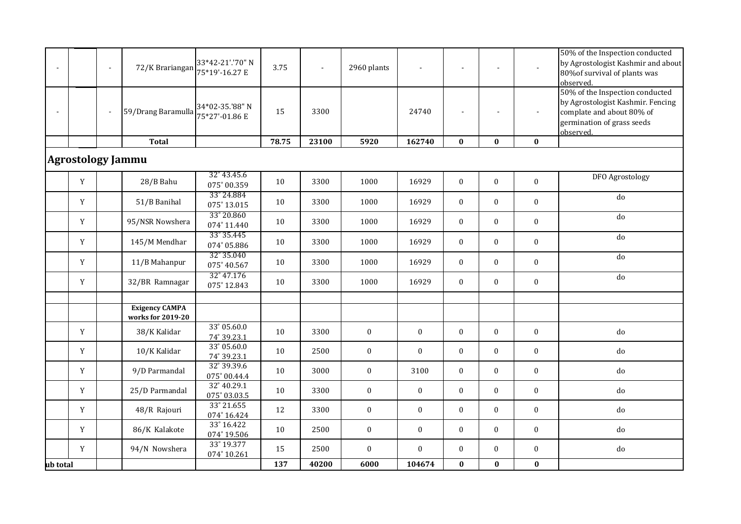| | | | | | | | | | | | | |
|---|---|---|---|---|---|---|---|---|---|---|---|---|
| - | | - | 72/K Brariangan | 33*42-21'.'70" N 75*19'-16.27 E | 3.75 | - | 2960 plants | - | - | - | - | 50% of the Inspection conducted by Agrostologist Kashmir and about 80%of survival of plants was observed. |
| - | | - | 59/Drang Baramulla | 34*02-35.'88" N 75*27'-01.86 E | 15 | 3300 | | 24740 | - | - | - | 50% of the Inspection conducted by Agrostologist Kashmir. Fencing complate and about 80% of germination of grass seeds observed. |
| | | | **Total** | | **78.75** | **23100** | **5920** | **162740** | **0** | **0** | **0** | |
| **Agrostology Jammu** | | | | | | | | | | | | |
| | Y | | 28/B Bahu | 32° 43.45.6 075° 00.359 | 10 | 3300 | 1000 | 16929 | 0 | 0 | 0 | DFO Agrostology |
| | Y | | 51/B Banihal | 33° 24.884 075° 13.015 | 10 | 3300 | 1000 | 16929 | 0 | 0 | 0 | do |
| | Y | | 95/NSR Nowshera | 33° 20.860 074° 11.440 | 10 | 3300 | 1000 | 16929 | 0 | 0 | 0 | do |
| | Y | | 145/M Mendhar | 33° 35.445 074° 05.886 | 10 | 3300 | 1000 | 16929 | 0 | 0 | 0 | do |
| | Y | | 11/B Mahanpur | 32° 35.040 075° 40.567 | 10 | 3300 | 1000 | 16929 | 0 | 0 | 0 | do |
| | Y | | 32/BR Ramnagar | 32° 47.176 075° 12.843 | 10 | 3300 | 1000 | 16929 | 0 | 0 | 0 | do |
| | | | | | | | | | | | | |
| | | | **Exigency CAMPA works for 2019-20** | | | | | | | | | |
| | Y | | 38/K Kalidar | 33° 05.60.0 74° 39.23.1 | 10 | 3300 | 0 | 0 | 0 | 0 | 0 | do |
| | Y | | 10/K Kalidar | 33° 05.60.0 74° 39.23.1 | 10 | 2500 | 0 | 0 | 0 | 0 | 0 | do |
| | Y | | 9/D Parmandal | 32° 39.39.6 075° 00.44.4 | 10 | 3000 | 0 | 3100 | 0 | 0 | 0 | do |
| | Y | | 25/D Parmandal | 32° 40.29.1 075° 03.03.5 | 10 | 3300 | 0 | 0 | 0 | 0 | 0 | do |
| | Y | | 48/R Rajouri | 33° 21.655 074° 16.424 | 12 | 3300 | 0 | 0 | 0 | 0 | 0 | do |
| | Y | | 86/K Kalakote | 33° 16.422 074° 19.506 | 10 | 2500 | 0 | 0 | 0 | 0 | 0 | do |
| | Y | | 94/N Nowshera | 33° 19.377 074° 10.261 | 15 | 2500 | 0 | 0 | 0 | 0 | 0 | do |
| **ub total** | | | | | **137** | **40200** | **6000** | **104674** | **0** | **0** | **0** | |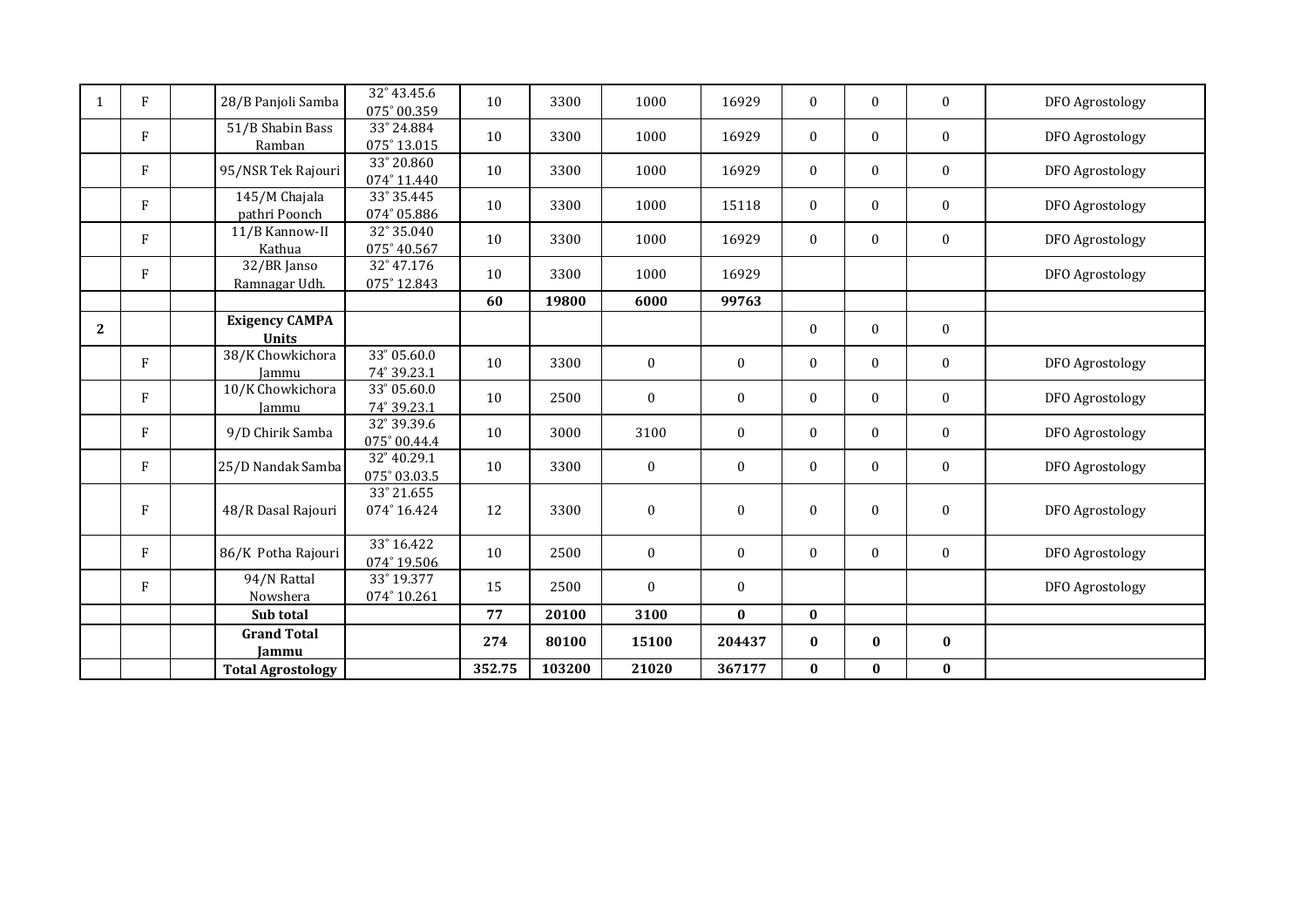| | | | | | | | | | | | | |
|---|---|---|---|---|---|---|---|---|---|---|---|---|
| 1 | F | | 28/B Panjoli Samba | 32° 43.45.6 075° 00.359 | 10 | 3300 | 1000 | 16929 | 0 | 0 | 0 | DFO Agrostology |
| | F | | 51/B Shabin Bass Ramban | 33° 24.884 075° 13.015 | 10 | 3300 | 1000 | 16929 | 0 | 0 | 0 | DFO Agrostology |
| | F | | 95/NSR Tek Rajouri | 33° 20.860 074° 11.440 | 10 | 3300 | 1000 | 16929 | 0 | 0 | 0 | DFO Agrostology |
| | F | | 145/M Chajala pathri Poonch | 33° 35.445 074° 05.886 | 10 | 3300 | 1000 | 15118 | 0 | 0 | 0 | DFO Agrostology |
| | F | | 11/B Kannow-II Kathua | 32° 35.040 075° 40.567 | 10 | 3300 | 1000 | 16929 | 0 | 0 | 0 | DFO Agrostology |
| | F | | 32/BR Janso Ramnagar Udh. | 32° 47.176 075° 12.843 | 10 | 3300 | 1000 | 16929 | | | | DFO Agrostology |
| | | | | | **60** | **19800** | **6000** | **99763** | | | | |
| **2** | | | **Exigency CAMPA Units** | | | | | | 0 | 0 | 0 | |
| | F | | 38/K Chowkichora Jammu | 33° 05.60.0 74° 39.23.1 | 10 | 3300 | 0 | 0 | 0 | 0 | 0 | DFO Agrostology |
| | F | | 10/K Chowkichora Jammu | 33° 05.60.0 74° 39.23.1 | 10 | 2500 | 0 | 0 | 0 | 0 | 0 | DFO Agrostology |
| | F | | 9/D Chirik Samba | 32° 39.39.6 075° 00.44.4 | 10 | 3000 | 3100 | 0 | 0 | 0 | 0 | DFO Agrostology |
| | F | | 25/D Nandak Samba | 32° 40.29.1 075° 03.03.5 | 10 | 3300 | 0 | 0 | 0 | 0 | 0 | DFO Agrostology |
| | F | | 48/R Dasal Rajouri | 33° 21.655 074° 16.424 | 12 | 3300 | 0 | 0 | 0 | 0 | 0 | DFO Agrostology |
| | F | | 86/K Potha Rajouri | 33° 16.422 074° 19.506 | 10 | 2500 | 0 | 0 | 0 | 0 | 0 | DFO Agrostology |
| | F | | 94/N Rattal Nowshera | 33° 19.377 074° 10.261 | 15 | 2500 | 0 | 0 | | | | DFO Agrostology |
| | | | **Sub total** | | **77** | **20100** | **3100** | **0** | **0** | | | |
| | | | **Grand Total Jammu** | | **274** | **80100** | **15100** | **204437** | **0** | **0** | **0** | |
| | | | **Total Agrostology** | | **352.75** | **103200** | **21020** | **367177** | **0** | **0** | **0** | |